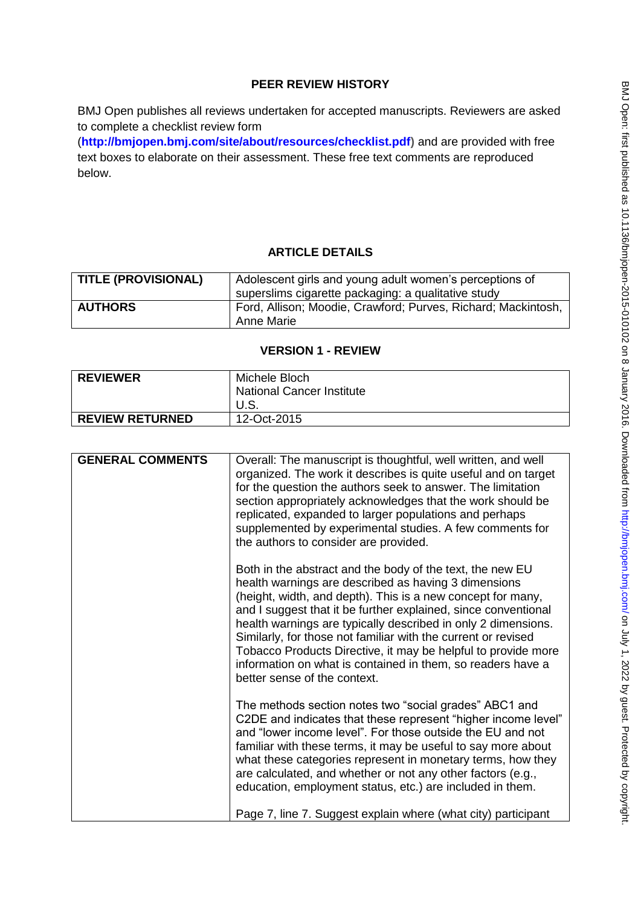# PEER REVIEW HISTORY

BMJ Open publishes all reviews undertaken for accepted manuscripts. Reviewers are asked to complete a checklist review form (**http://bmjopen.bmj.com/site/about/resources/checklist.pdf**) and are provided with free text boxes to elaborate on their assessment. These free text comments are reproduced below.

## ARTICLE DETAILS

| | |
|---|---|
| **TITLE (PROVISIONAL)** | Adolescent girls and young adult women's perceptions of superslims cigarette packaging: a qualitative study |
| **AUTHORS** | Ford, Allison; Moodie, Crawford; Purves, Richard; Mackintosh, Anne Marie |

## VERSION 1 - REVIEW

| | |
|---|---|
| **REVIEWER** | Michele Bloch<br>National Cancer Institute<br>U.S. |
| **REVIEW RETURNED** | 12-Oct-2015 |

| | |
|---|---|
| **GENERAL COMMENTS** | Overall: The manuscript is thoughtful, well written, and well organized. The work it describes is quite useful and on target for the question the authors seek to answer. The limitation section appropriately acknowledges that the work should be replicated, expanded to larger populations and perhaps supplemented by experimental studies. A few comments for the authors to consider are provided.<br><br>Both in the abstract and the body of the text, the new EU health warnings are described as having 3 dimensions (height, width, and depth). This is a new concept for many, and I suggest that it be further explained, since conventional health warnings are typically described in only 2 dimensions. Similarly, for those not familiar with the current or revised Tobacco Products Directive, it may be helpful to provide more information on what is contained in them, so readers have a better sense of the context.<br><br>The methods section notes two "social grades" ABC1 and C2DE and indicates that these represent "higher income level" and "lower income level". For those outside the EU and not familiar with these terms, it may be useful to say more about what these categories represent in monetary terms, how they are calculated, and whether or not any other factors (e.g., education, employment status, etc.) are included in them.<br><br>Page 7, line 7. Suggest explain where (what city) participant |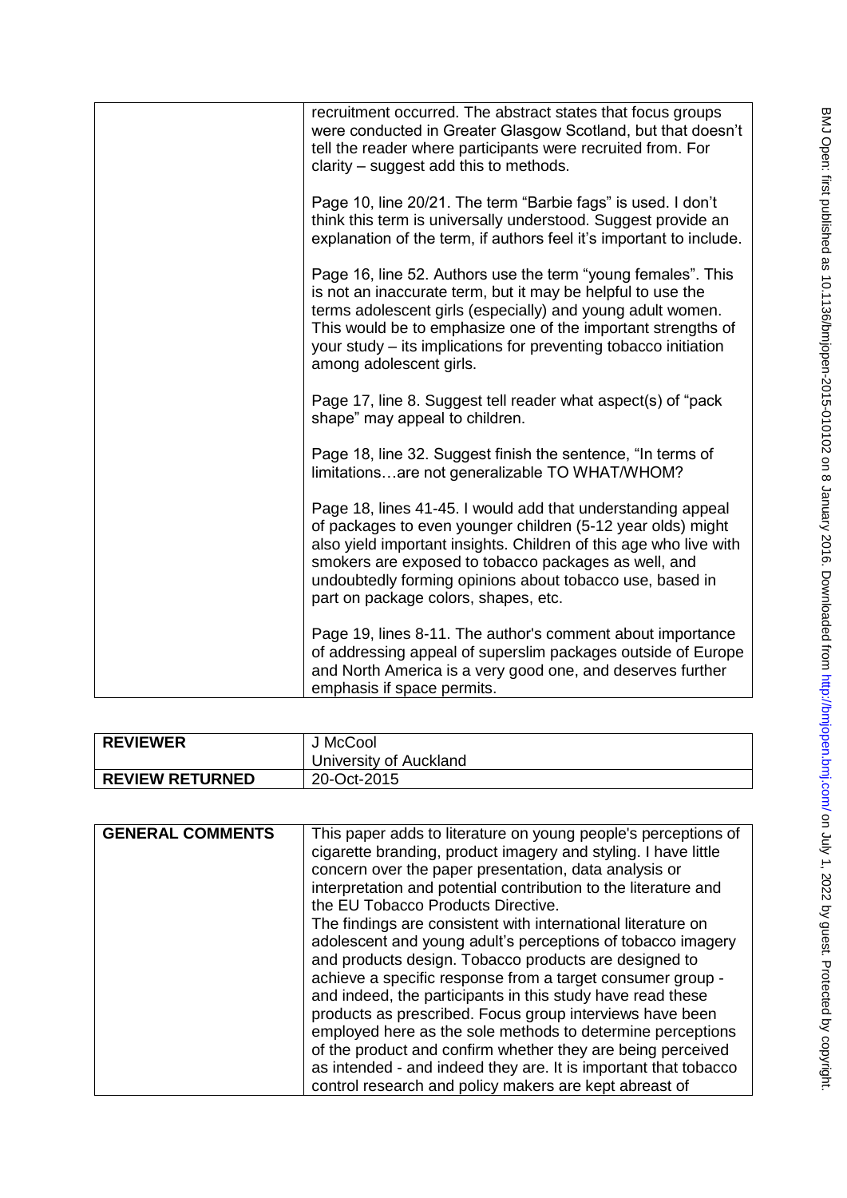| | |
|---|---|
| | recruitment occurred. The abstract states that focus groups were conducted in Greater Glasgow Scotland, but that doesn't tell the reader where participants were recruited from. For clarity – suggest add this to methods.<br><br>Page 10, line 20/21. The term "Barbie fags" is used. I don't think this term is universally understood. Suggest provide an explanation of the term, if authors feel it's important to include.<br><br>Page 16, line 52. Authors use the term "young females". This is not an inaccurate term, but it may be helpful to use the terms adolescent girls (especially) and young adult women. This would be to emphasize one of the important strengths of your study – its implications for preventing tobacco initiation among adolescent girls.<br><br>Page 17, line 8. Suggest tell reader what aspect(s) of "pack shape" may appeal to children.<br><br>Page 18, line 32. Suggest finish the sentence, "In terms of limitations…are not generalizable TO WHAT/WHOM?<br><br>Page 18, lines 41-45. I would add that understanding appeal of packages to even younger children (5-12 year olds) might also yield important insights. Children of this age who live with smokers are exposed to tobacco packages as well, and undoubtedly forming opinions about tobacco use, based in part on package colors, shapes, etc.<br><br>Page 19, lines 8-11. The author's comment about importance of addressing appeal of superslim packages outside of Europe and North America is a very good one, and deserves further emphasis if space permits. |

| | |
|---|---|
| **REVIEWER** | J McCool<br>University of Auckland |
| **REVIEW RETURNED** | 20-Oct-2015 |

| | |
|---|---|
| **GENERAL COMMENTS** | This paper adds to literature on young people's perceptions of cigarette branding, product imagery and styling. I have little concern over the paper presentation, data analysis or interpretation and potential contribution to the literature and the EU Tobacco Products Directive.<br>The findings are consistent with international literature on adolescent and young adult's perceptions of tobacco imagery and products design. Tobacco products are designed to achieve a specific response from a target consumer group - and indeed, the participants in this study have read these products as prescribed. Focus group interviews have been employed here as the sole methods to determine perceptions of the product and confirm whether they are being perceived as intended - and indeed they are. It is important that tobacco control research and policy makers are kept abreast of |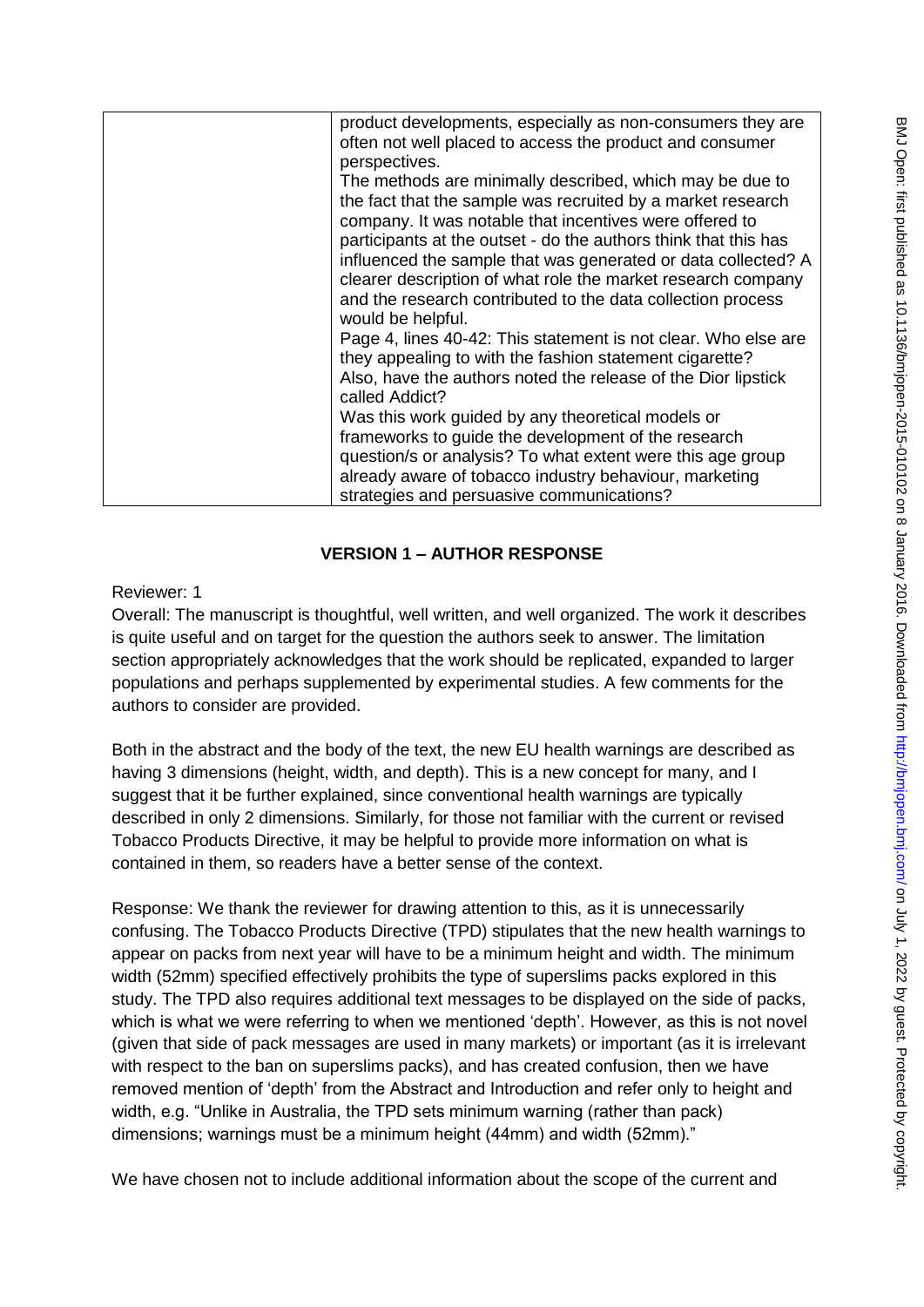| | product developments, especially as non-consumers they are often not well placed to access the product and consumer perspectives.<br>The methods are minimally described, which may be due to the fact that the sample was recruited by a market research company. It was notable that incentives were offered to participants at the outset - do the authors think that this has influenced the sample that was generated or data collected? A clearer description of what role the market research company and the research contributed to the data collection process would be helpful.<br>Page 4, lines 40-42: This statement is not clear. Who else are they appealing to with the fashion statement cigarette?<br>Also, have the authors noted the release of the Dior lipstick called Addict?<br>Was this work guided by any theoretical models or frameworks to guide the development of the research question/s or analysis? To what extent were this age group already aware of tobacco industry behaviour, marketing strategies and persuasive communications? |
|---|---|

## VERSION 1 – AUTHOR RESPONSE

Reviewer: 1

Overall: The manuscript is thoughtful, well written, and well organized. The work it describes is quite useful and on target for the question the authors seek to answer. The limitation section appropriately acknowledges that the work should be replicated, expanded to larger populations and perhaps supplemented by experimental studies. A few comments for the authors to consider are provided.

Both in the abstract and the body of the text, the new EU health warnings are described as having 3 dimensions (height, width, and depth). This is a new concept for many, and I suggest that it be further explained, since conventional health warnings are typically described in only 2 dimensions. Similarly, for those not familiar with the current or revised Tobacco Products Directive, it may be helpful to provide more information on what is contained in them, so readers have a better sense of the context.

Response: We thank the reviewer for drawing attention to this, as it is unnecessarily confusing. The Tobacco Products Directive (TPD) stipulates that the new health warnings to appear on packs from next year will have to be a minimum height and width. The minimum width (52mm) specified effectively prohibits the type of superslims packs explored in this study. The TPD also requires additional text messages to be displayed on the side of packs, which is what we were referring to when we mentioned 'depth'. However, as this is not novel (given that side of pack messages are used in many markets) or important (as it is irrelevant with respect to the ban on superslims packs), and has created confusion, then we have removed mention of 'depth' from the Abstract and Introduction and refer only to height and width, e.g. "Unlike in Australia, the TPD sets minimum warning (rather than pack) dimensions; warnings must be a minimum height (44mm) and width (52mm)."

We have chosen not to include additional information about the scope of the current and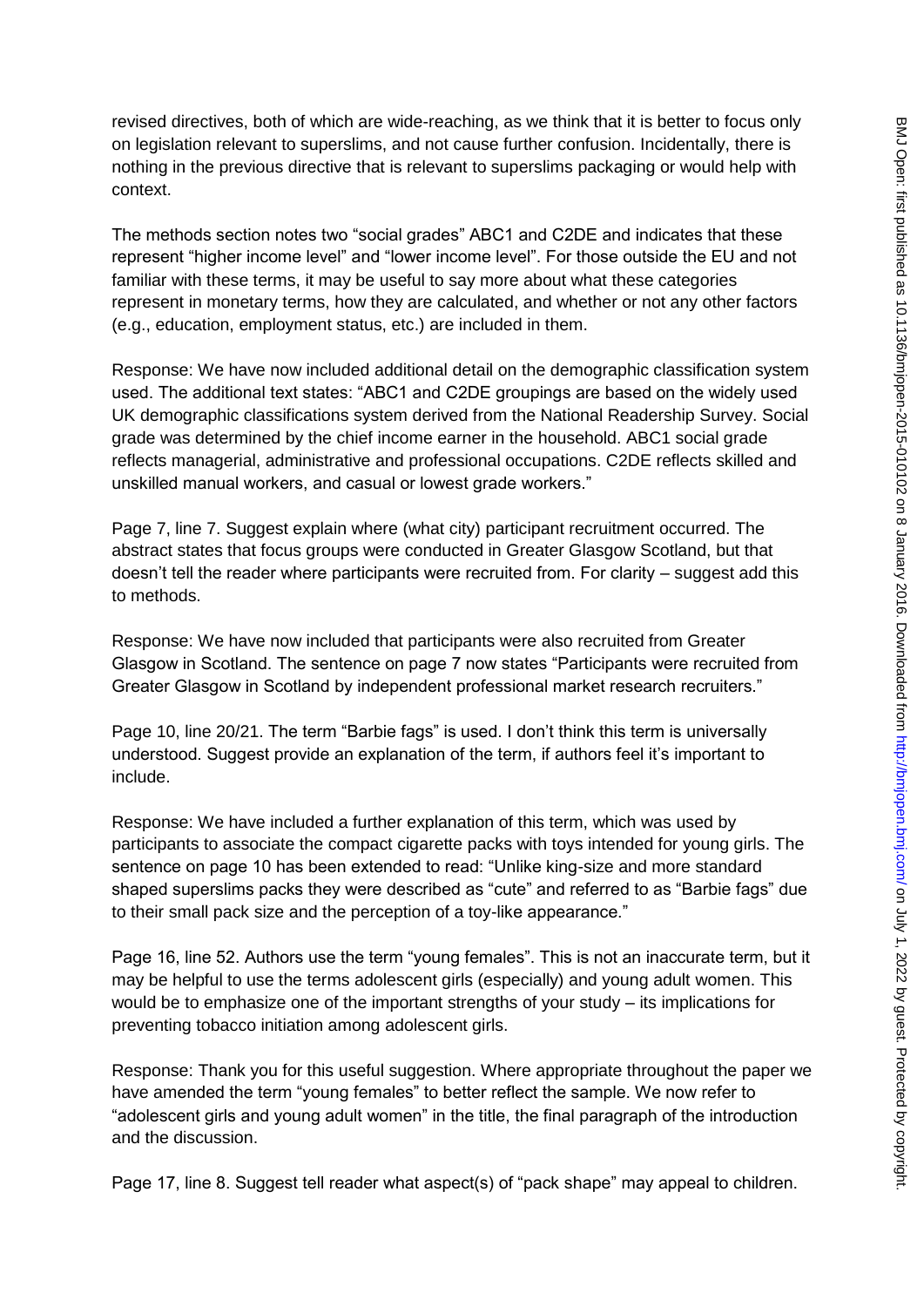revised directives, both of which are wide-reaching, as we think that it is better to focus only on legislation relevant to superslims, and not cause further confusion. Incidentally, there is nothing in the previous directive that is relevant to superslims packaging or would help with context.

The methods section notes two “social grades” ABC1 and C2DE and indicates that these represent “higher income level” and “lower income level”. For those outside the EU and not familiar with these terms, it may be useful to say more about what these categories represent in monetary terms, how they are calculated, and whether or not any other factors (e.g., education, employment status, etc.) are included in them.

Response: We have now included additional detail on the demographic classification system used. The additional text states: “ABC1 and C2DE groupings are based on the widely used UK demographic classifications system derived from the National Readership Survey. Social grade was determined by the chief income earner in the household. ABC1 social grade reflects managerial, administrative and professional occupations. C2DE reflects skilled and unskilled manual workers, and casual or lowest grade workers.”

Page 7, line 7. Suggest explain where (what city) participant recruitment occurred. The abstract states that focus groups were conducted in Greater Glasgow Scotland, but that doesn’t tell the reader where participants were recruited from. For clarity – suggest add this to methods.

Response: We have now included that participants were also recruited from Greater Glasgow in Scotland. The sentence on page 7 now states “Participants were recruited from Greater Glasgow in Scotland by independent professional market research recruiters.”

Page 10, line 20/21. The term “Barbie fags” is used. I don’t think this term is universally understood. Suggest provide an explanation of the term, if authors feel it’s important to include.

Response: We have included a further explanation of this term, which was used by participants to associate the compact cigarette packs with toys intended for young girls. The sentence on page 10 has been extended to read: “Unlike king-size and more standard shaped superslims packs they were described as “cute” and referred to as “Barbie fags” due to their small pack size and the perception of a toy-like appearance.”

Page 16, line 52. Authors use the term “young females”. This is not an inaccurate term, but it may be helpful to use the terms adolescent girls (especially) and young adult women. This would be to emphasize one of the important strengths of your study – its implications for preventing tobacco initiation among adolescent girls.

Response: Thank you for this useful suggestion. Where appropriate throughout the paper we have amended the term “young females” to better reflect the sample. We now refer to “adolescent girls and young adult women” in the title, the final paragraph of the introduction and the discussion.

Page 17, line 8. Suggest tell reader what aspect(s) of “pack shape” may appeal to children.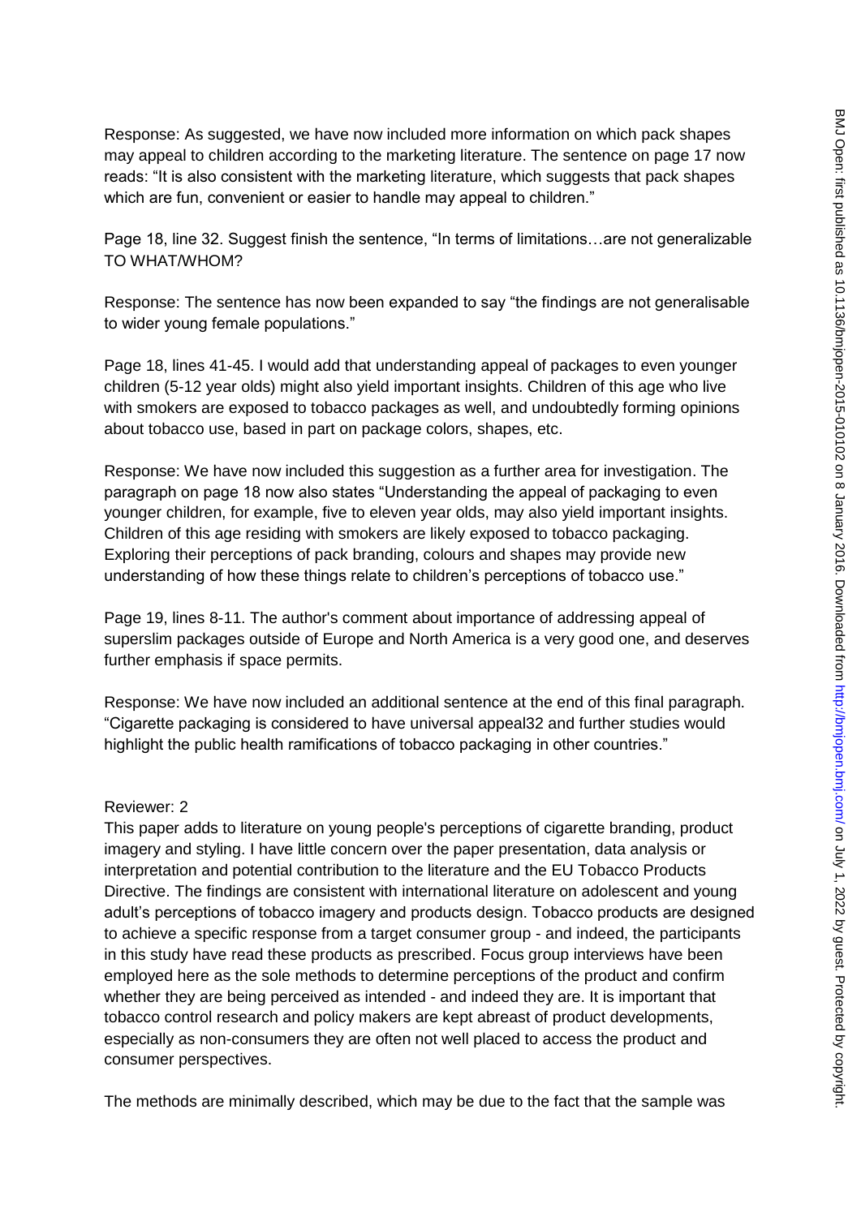Response: As suggested, we have now included more information on which pack shapes may appeal to children according to the marketing literature. The sentence on page 17 now reads: "It is also consistent with the marketing literature, which suggests that pack shapes which are fun, convenient or easier to handle may appeal to children."

Page 18, line 32. Suggest finish the sentence, "In terms of limitations…are not generalizable TO WHAT/WHOM?

Response: The sentence has now been expanded to say "the findings are not generalisable to wider young female populations."

Page 18, lines 41-45. I would add that understanding appeal of packages to even younger children (5-12 year olds) might also yield important insights. Children of this age who live with smokers are exposed to tobacco packages as well, and undoubtedly forming opinions about tobacco use, based in part on package colors, shapes, etc.

Response: We have now included this suggestion as a further area for investigation. The paragraph on page 18 now also states "Understanding the appeal of packaging to even younger children, for example, five to eleven year olds, may also yield important insights. Children of this age residing with smokers are likely exposed to tobacco packaging. Exploring their perceptions of pack branding, colours and shapes may provide new understanding of how these things relate to children's perceptions of tobacco use."

Page 19, lines 8-11. The author's comment about importance of addressing appeal of superslim packages outside of Europe and North America is a very good one, and deserves further emphasis if space permits.

Response: We have now included an additional sentence at the end of this final paragraph. "Cigarette packaging is considered to have universal appeal32 and further studies would highlight the public health ramifications of tobacco packaging in other countries."

Reviewer: 2

This paper adds to literature on young people's perceptions of cigarette branding, product imagery and styling. I have little concern over the paper presentation, data analysis or interpretation and potential contribution to the literature and the EU Tobacco Products Directive. The findings are consistent with international literature on adolescent and young adult's perceptions of tobacco imagery and products design. Tobacco products are designed to achieve a specific response from a target consumer group - and indeed, the participants in this study have read these products as prescribed. Focus group interviews have been employed here as the sole methods to determine perceptions of the product and confirm whether they are being perceived as intended - and indeed they are. It is important that tobacco control research and policy makers are kept abreast of product developments, especially as non-consumers they are often not well placed to access the product and consumer perspectives.

The methods are minimally described, which may be due to the fact that the sample was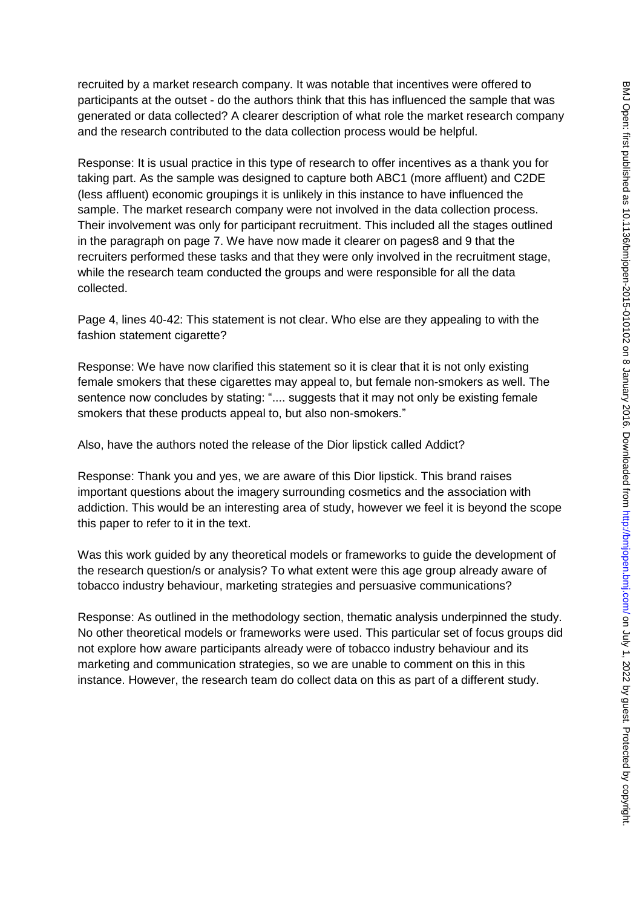recruited by a market research company. It was notable that incentives were offered to participants at the outset - do the authors think that this has influenced the sample that was generated or data collected? A clearer description of what role the market research company and the research contributed to the data collection process would be helpful.

Response: It is usual practice in this type of research to offer incentives as a thank you for taking part. As the sample was designed to capture both ABC1 (more affluent) and C2DE (less affluent) economic groupings it is unlikely in this instance to have influenced the sample. The market research company were not involved in the data collection process. Their involvement was only for participant recruitment. This included all the stages outlined in the paragraph on page 7. We have now made it clearer on pages8 and 9 that the recruiters performed these tasks and that they were only involved in the recruitment stage, while the research team conducted the groups and were responsible for all the data collected.

Page 4, lines 40-42: This statement is not clear. Who else are they appealing to with the fashion statement cigarette?

Response: We have now clarified this statement so it is clear that it is not only existing female smokers that these cigarettes may appeal to, but female non-smokers as well. The sentence now concludes by stating: ".... suggests that it may not only be existing female smokers that these products appeal to, but also non-smokers."

Also, have the authors noted the release of the Dior lipstick called Addict?

Response: Thank you and yes, we are aware of this Dior lipstick. This brand raises important questions about the imagery surrounding cosmetics and the association with addiction. This would be an interesting area of study, however we feel it is beyond the scope this paper to refer to it in the text.

Was this work guided by any theoretical models or frameworks to guide the development of the research question/s or analysis? To what extent were this age group already aware of tobacco industry behaviour, marketing strategies and persuasive communications?

Response: As outlined in the methodology section, thematic analysis underpinned the study. No other theoretical models or frameworks were used. This particular set of focus groups did not explore how aware participants already were of tobacco industry behaviour and its marketing and communication strategies, so we are unable to comment on this in this instance. However, the research team do collect data on this as part of a different study.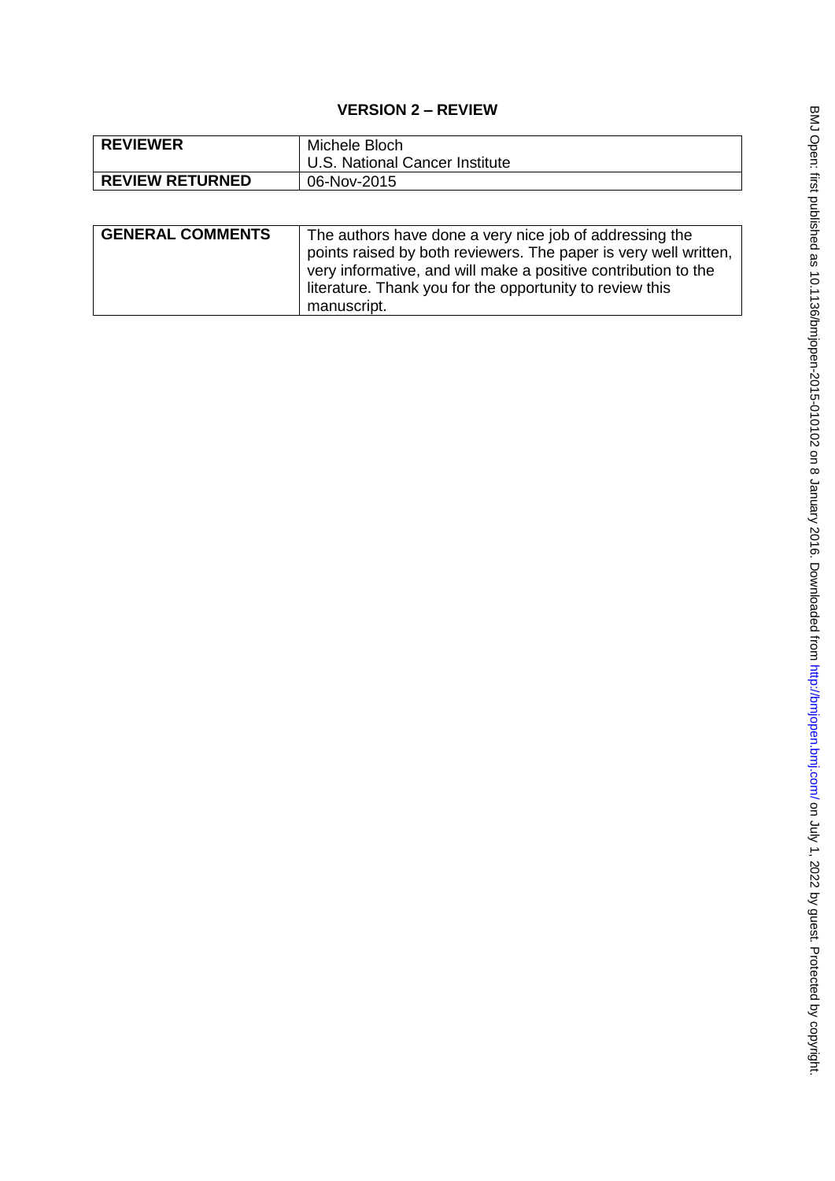## VERSION 2 – REVIEW

| | |
|---|---|
| **REVIEWER** | Michele Bloch<br>U.S. National Cancer Institute |
| **REVIEW RETURNED** | 06-Nov-2015 |

| | |
|---|---|
| **GENERAL COMMENTS** | The authors have done a very nice job of addressing the points raised by both reviewers. The paper is very well written, very informative, and will make a positive contribution to the literature. Thank you for the opportunity to review this manuscript. |